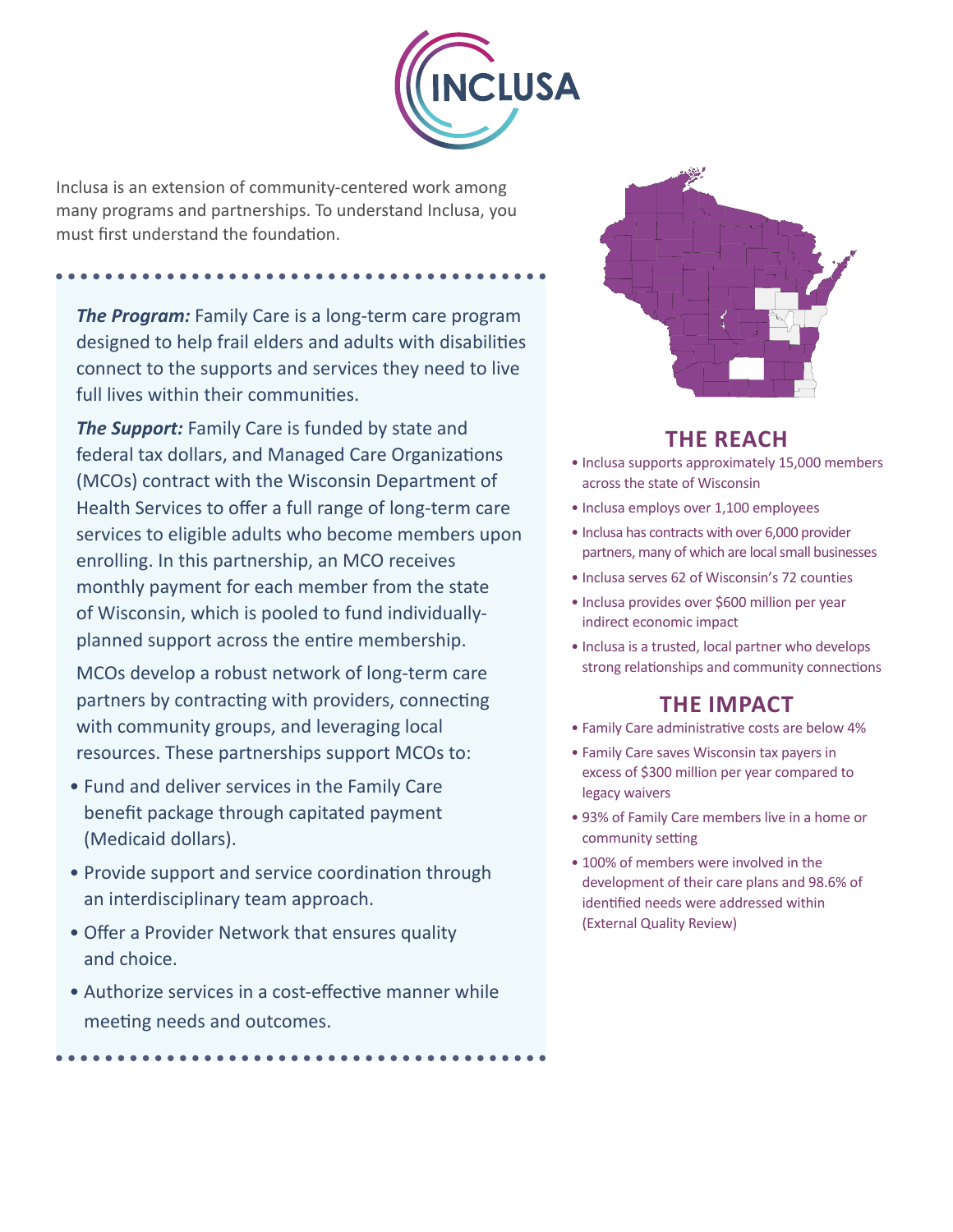# INCLUSA

Inclusa is an extension of community-centered work among many programs and partnerships. To understand Inclusa, you must first understand the foundation.

***The Program:*** Family Care is a long-term care program designed to help frail elders and adults with disabilities connect to the supports and services they need to live full lives within their communities.

***The Support:*** Family Care is funded by state and federal tax dollars, and Managed Care Organizations (MCOs) contract with the Wisconsin Department of Health Services to offer a full range of long-term care services to eligible adults who become members upon enrolling. In this partnership, an MCO receives monthly payment for each member from the state of Wisconsin, which is pooled to fund individually-planned support across the entire membership.

MCOs develop a robust network of long-term care partners by contracting with providers, connecting with community groups, and leveraging local resources. These partnerships support MCOs to:

- Fund and deliver services in the Family Care benefit package through capitated payment (Medicaid dollars).
- Provide support and service coordination through an interdisciplinary team approach.
- Offer a Provider Network that ensures quality and choice.
- Authorize services in a cost-effective manner while meeting needs and outcomes.

## THE REACH

- Inclusa supports approximately 15,000 members across the state of Wisconsin
- Inclusa employs over 1,100 employees
- Inclusa has contracts with over 6,000 provider partners, many of which are local small businesses
- Inclusa serves 62 of Wisconsin's 72 counties
- Inclusa provides over $600 million per year indirect economic impact
- Inclusa is a trusted, local partner who develops strong relationships and community connections

## THE IMPACT

- Family Care administrative costs are below 4%
- Family Care saves Wisconsin tax payers in excess of $300 million per year compared to legacy waivers
- 93% of Family Care members live in a home or community setting
- 100% of members were involved in the development of their care plans and 98.6% of identified needs were addressed within (External Quality Review)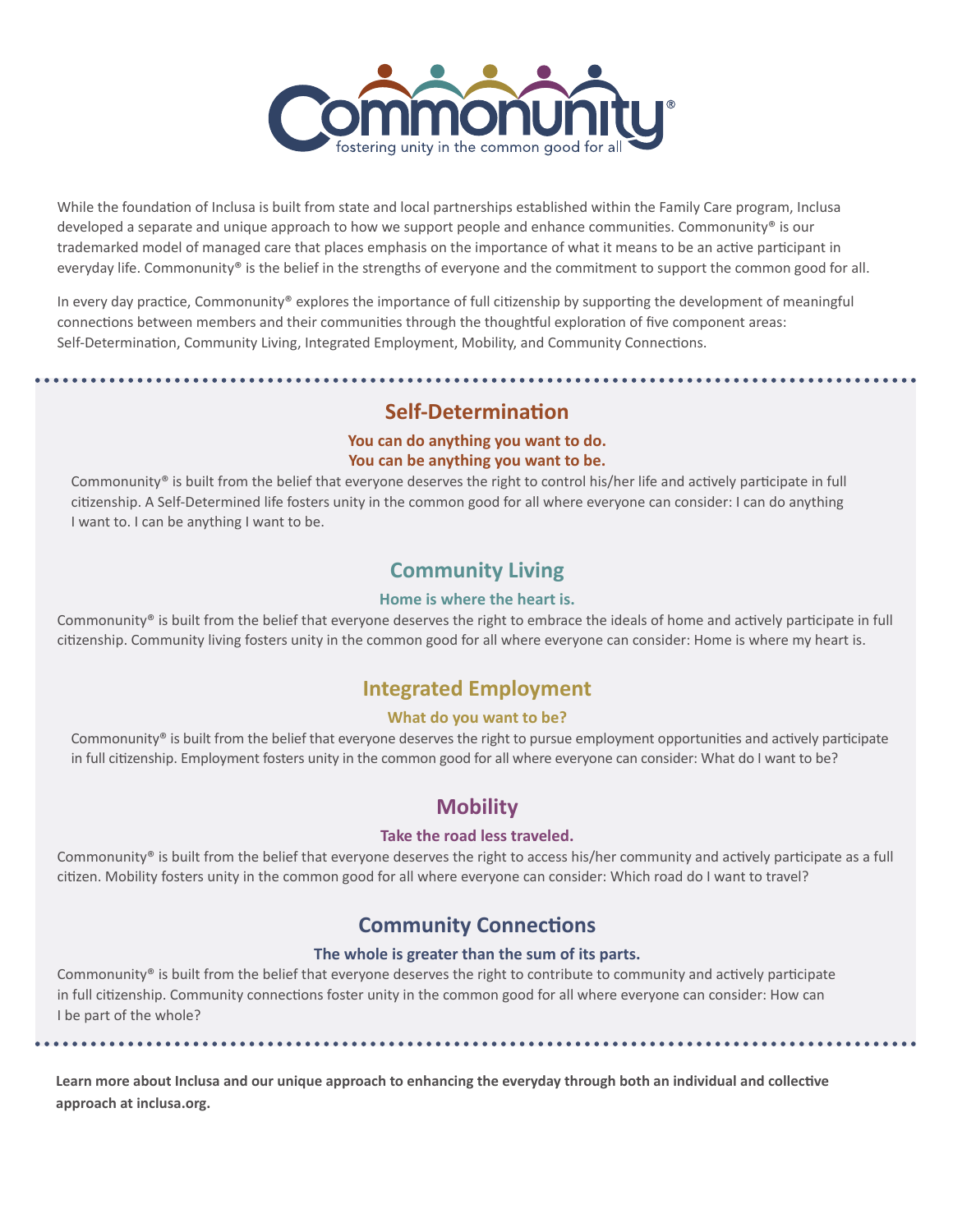# Commonunity®

fostering unity in the common good for all

While the foundation of Inclusa is built from state and local partnerships established within the Family Care program, Inclusa developed a separate and unique approach to how we support people and enhance communities. Commonunity® is our trademarked model of managed care that places emphasis on the importance of what it means to be an active participant in everyday life. Commonunity® is the belief in the strengths of everyone and the commitment to support the common good for all.

In every day practice, Commonunity® explores the importance of full citizenship by supporting the development of meaningful connections between members and their communities through the thoughtful exploration of five component areas: Self-Determination, Community Living, Integrated Employment, Mobility, and Community Connections.

## Self-Determination

**You can do anything you want to do.**
**You can be anything you want to be.**

Commonunity® is built from the belief that everyone deserves the right to control his/her life and actively participate in full citizenship. A Self-Determined life fosters unity in the common good for all where everyone can consider: I can do anything I want to. I can be anything I want to be.

## Community Living

**Home is where the heart is.**

Commonunity® is built from the belief that everyone deserves the right to embrace the ideals of home and actively participate in full citizenship. Community living fosters unity in the common good for all where everyone can consider: Home is where my heart is.

## Integrated Employment

**What do you want to be?**

Commonunity® is built from the belief that everyone deserves the right to pursue employment opportunities and actively participate in full citizenship. Employment fosters unity in the common good for all where everyone can consider: What do I want to be?

## Mobility

**Take the road less traveled.**

Commonunity® is built from the belief that everyone deserves the right to access his/her community and actively participate as a full citizen. Mobility fosters unity in the common good for all where everyone can consider: Which road do I want to travel?

## Community Connections

**The whole is greater than the sum of its parts.**

Commonunity® is built from the belief that everyone deserves the right to contribute to community and actively participate in full citizenship. Community connections foster unity in the common good for all where everyone can consider: How can I be part of the whole?

**Learn more about Inclusa and our unique approach to enhancing the everyday through both an individual and collective approach at inclusa.org.**